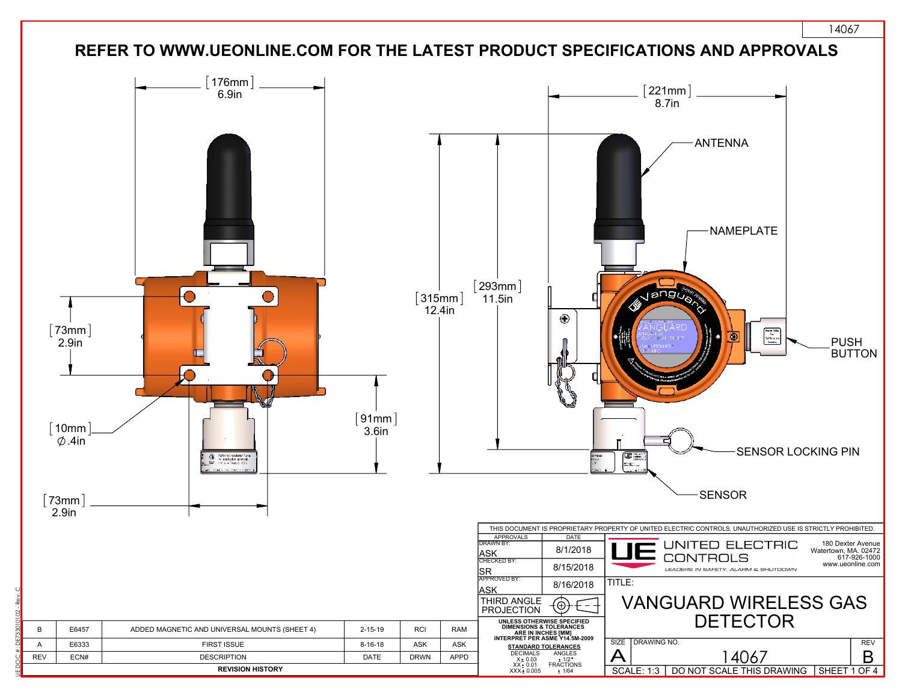14067

# REFER TO WWW.UEONLINE.COM FOR THE LATEST PRODUCT SPECIFICATIONS AND APPROVALS

[176mm] 6.9in

[221mm] 8.7in

[73mm] 2.9in

[10mm] ∅.4in

[73mm] 2.9in

[91mm] 3.6in

[315mm] 12.4in

[293mm] 11.5in

ANTENNA

NAMEPLATE

PUSH BUTTON

SENSOR LOCKING PIN

SENSOR

| B | E6457 | ADDED MAGNETIC AND UNIVERSAL MOUNTS (SHEET 4) | 2-15-19 | RCI | RAM |
|---|---|---|---|---|---|
| A | E6333 | FIRST ISSUE | 8-16-18 | ASK | ASK |
| REV | ECN# | DESCRIPTION | DATE | DRWN | APPD |

**REVISION HISTORY**

THIS DOCUMENT IS PROPRIETARY PROPERTY OF UNITED ELECTRIC CONTROLS. UNAUTHORIZED USE IS STRICTLY PROHIBITED.

| APPROVALS | DATE |
|---|---|
| DRAWN BY: ASK | 8/1/2018 |
| CHECKED BY: SR | 8/15/2018 |
| APPROVED BY: ASK | 8/16/2018 |

THIRD ANGLE PROJECTION

UNLESS OTHERWISE SPECIFIED DIMENSIONS & TOLERANCES ARE IN INCHES [MM] INTERPRET PER ASME Y14.5M-2009

**STANDARD TOLERANCES**

| DECIMALS | ANGLES |
|---|---|
| X ± 0.03 | ± 1/2° |
| XX ± 0.01 | FRACTIONS |
| XXX ± 0.005 | ± 1/64 |

UNITED ELECTRIC CONTROLS
LEADERS IN SAFETY, ALARM & SHUTDOWN

180 Dexter Avenue
Watertown, MA. 02472
617-926-1000
www.ueonline.com

TITLE: VANGUARD WIRELESS GAS DETECTOR

| SIZE | DRAWING NO. | REV |
|---|---|---|
| A | 14067 | B |

SCALE: 1:3 | DO NOT SCALE THIS DRAWING | SHEET 1 OF 4

UE DOC #: DE7330I0102 - Rev. C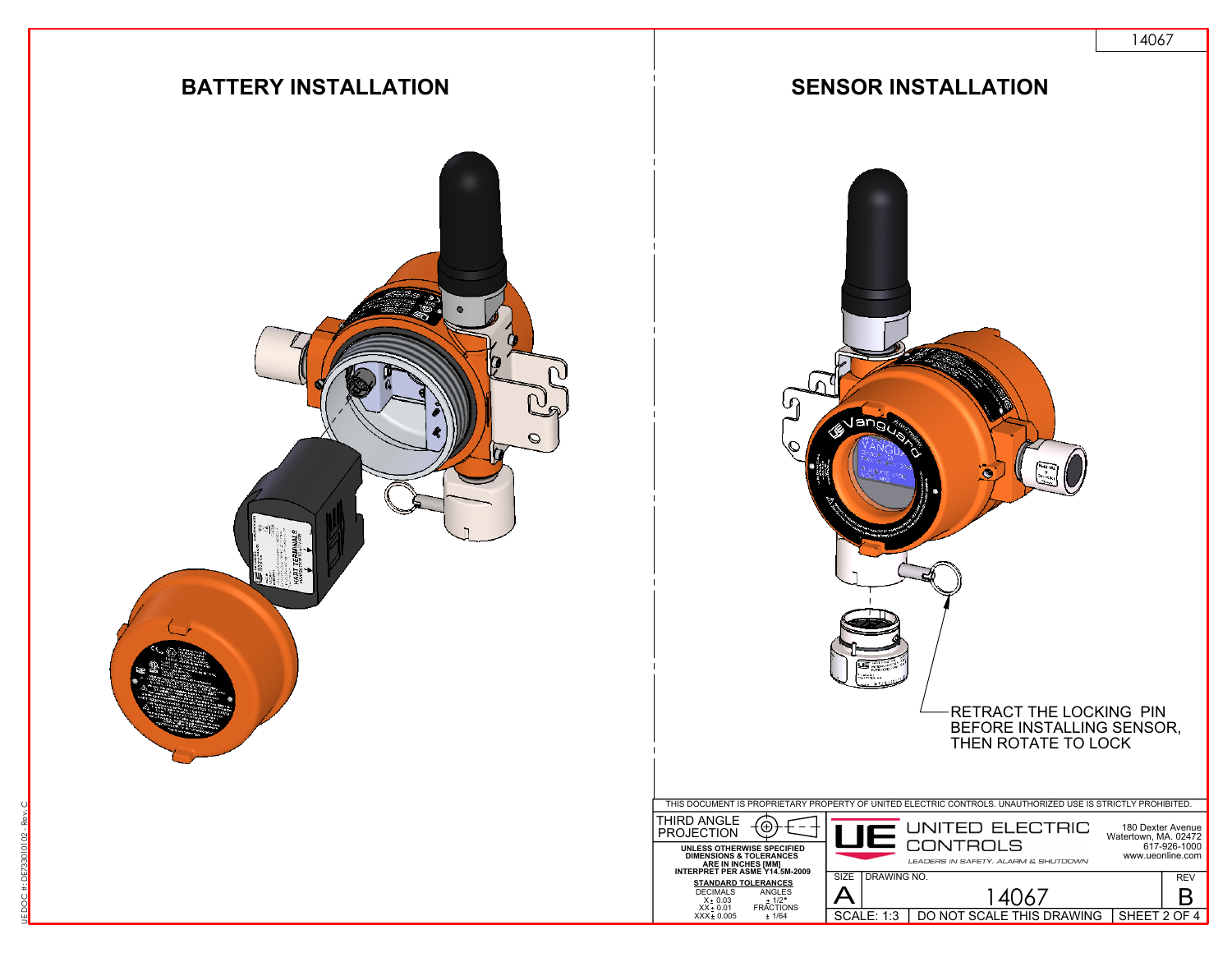## BATTERY INSTALLATION

## SENSOR INSTALLATION

RETRACT THE LOCKING PIN BEFORE INSTALLING SENSOR, THEN ROTATE TO LOCK

THIS DOCUMENT IS PROPRIETARY PROPERTY OF UNITED ELECTRIC CONTROLS. UNAUTHORIZED USE IS STRICTLY PROHIBITED.

THIRD ANGLE PROJECTION

UNLESS OTHERWISE SPECIFIED DIMENSIONS & TOLERANCES ARE IN INCHES [MM] INTERPRET PER ASME Y14.5M-2009

STANDARD TOLERANCES

| DECIMALS | ANGLES |
|---|---|
| X ± 0.03 | ± 1/2° |
| XX ± 0.01 | FRACTIONS |
| XXX ± 0.005 | ± 1/64 |

UNITED ELECTRIC CONTROLS
LEADERS IN SAFETY, ALARM & SHUTDOWN

180 Dexter Avenue
Watertown, MA. 02472
617-926-1000
www.ueonline.com

| SIZE | DRAWING NO. | REV |
|---|---|---|
| A | 14067 | B |
| SCALE: 1:3 | DO NOT SCALE THIS DRAWING | SHEET 2 OF 4 |

UE DOC #: DE7330101 02 - Rev. C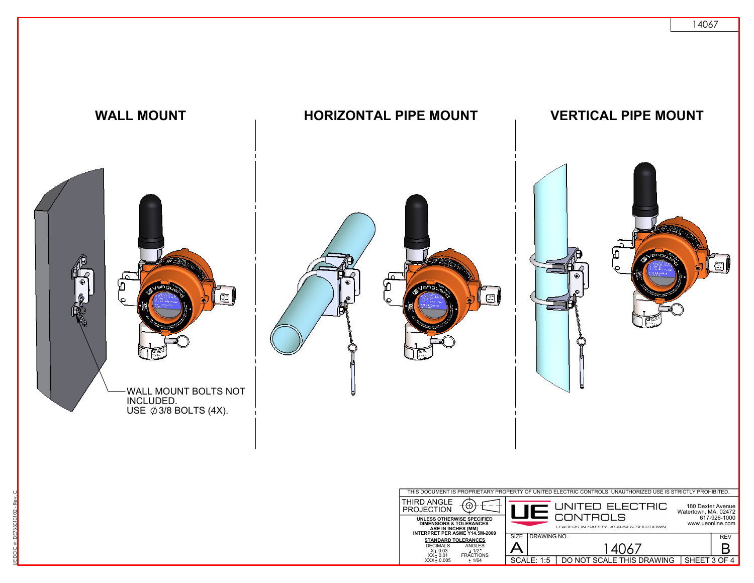## WALL MOUNT

WALL MOUNT BOLTS NOT INCLUDED.
USE ∅3/8 BOLTS (4X).

## HORIZONTAL PIPE MOUNT

## VERTICAL PIPE MOUNT

THIS DOCUMENT IS PROPRIETARY PROPERTY OF UNITED ELECTRIC CONTROLS. UNAUTHORIZED USE IS STRICTLY PROHIBITED.

THIRD ANGLE PROJECTION

**UNLESS OTHERWISE SPECIFIED DIMENSIONS & TOLERANCES ARE IN INCHES [MM] INTERPRET PER ASME Y14.5M-2009**

**STANDARD TOLERANCES**

| DECIMALS | ANGLES |
|---|---|
| X ± 0.03 | ± 1/2° |
| XX ± 0.01 | FRACTIONS |
| XXX ± 0.005 | ± 1/64 |

UNITED ELECTRIC CONTROLS
*LEADERS IN SAFETY, ALARM & SHUTDOWN*

180 Dexter Avenue
Watertown, MA. 02472
617-926-1000
www.ueonline.com

| SIZE | DRAWING NO. | REV |
|---|---|---|
| A | 14067 | B |
| SCALE: 1:5 | DO NOT SCALE THIS DRAWING | SHEET 3 OF 4 |

UE DOC #: DE7330101 02 - Rev. C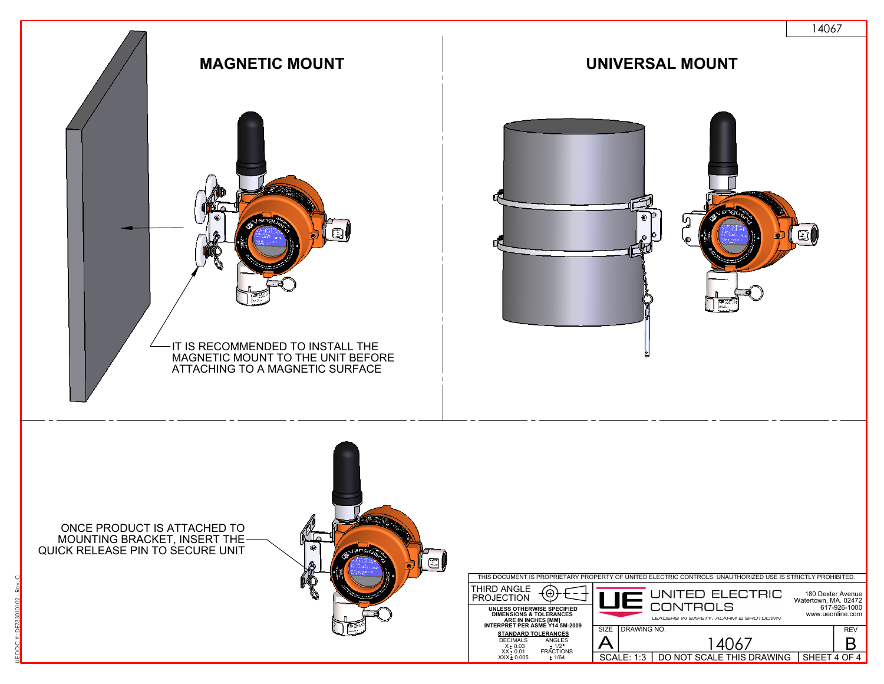14067

## MAGNETIC MOUNT

IT IS RECOMMENDED TO INSTALL THE MAGNETIC MOUNT TO THE UNIT BEFORE ATTACHING TO A MAGNETIC SURFACE

## UNIVERSAL MOUNT

ONCE PRODUCT IS ATTACHED TO MOUNTING BRACKET, INSERT THE QUICK RELEASE PIN TO SECURE UNIT

THIS DOCUMENT IS PROPRIETARY PROPERTY OF UNITED ELECTRIC CONTROLS. UNAUTHORIZED USE IS STRICTLY PROHIBITED.

THIRD ANGLE PROJECTION

**UNLESS OTHERWISE SPECIFIED DIMENSIONS & TOLERANCES ARE IN INCHES [MM] INTERPRET PER ASME Y14.5M-2009**

**STANDARD TOLERANCES**

| DECIMALS | ANGLES |
| --- | --- |
| X ± 0.03 | ± 1/2° |
| XX ± 0.01 | FRACTIONS |
| XXX ± 0.005 | ± 1/64 |

UNITED ELECTRIC CONTROLS

*LEADERS IN SAFETY, ALARM & SHUTDOWN*

180 Dexter Avenue
Watertown, MA. 02472
617-926-1000
www.ueonline.com

| SIZE | DRAWING NO. | REV |
| --- | --- | --- |
| A | 14067 | B |
| SCALE: 1:3 | DO NOT SCALE THIS DRAWING | SHEET 4 OF 4 |

UE DOC #: DE7330101 02 - Rev. C